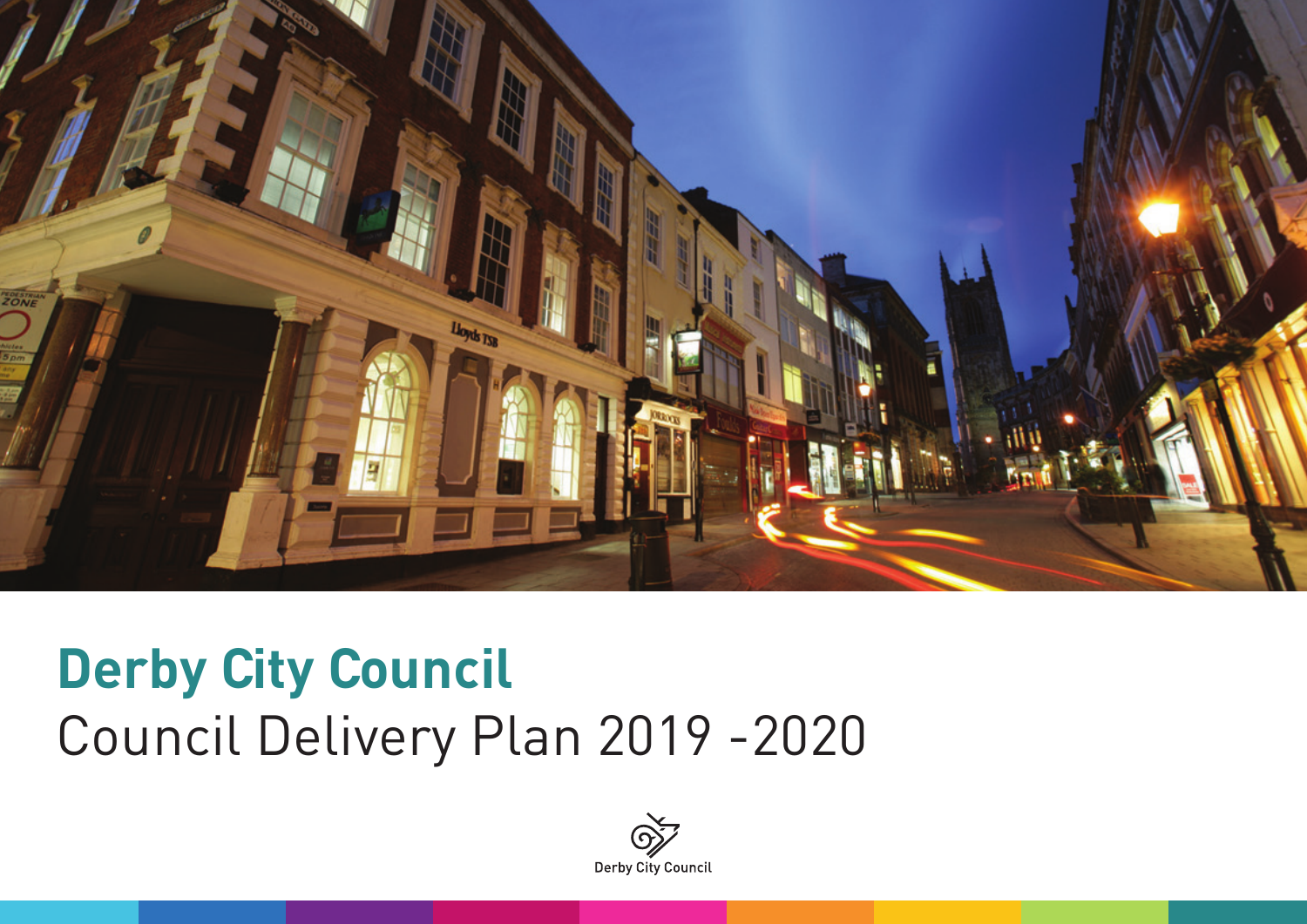# Derby City Council

## Council Delivery Plan 2019 -2020

Derby City Council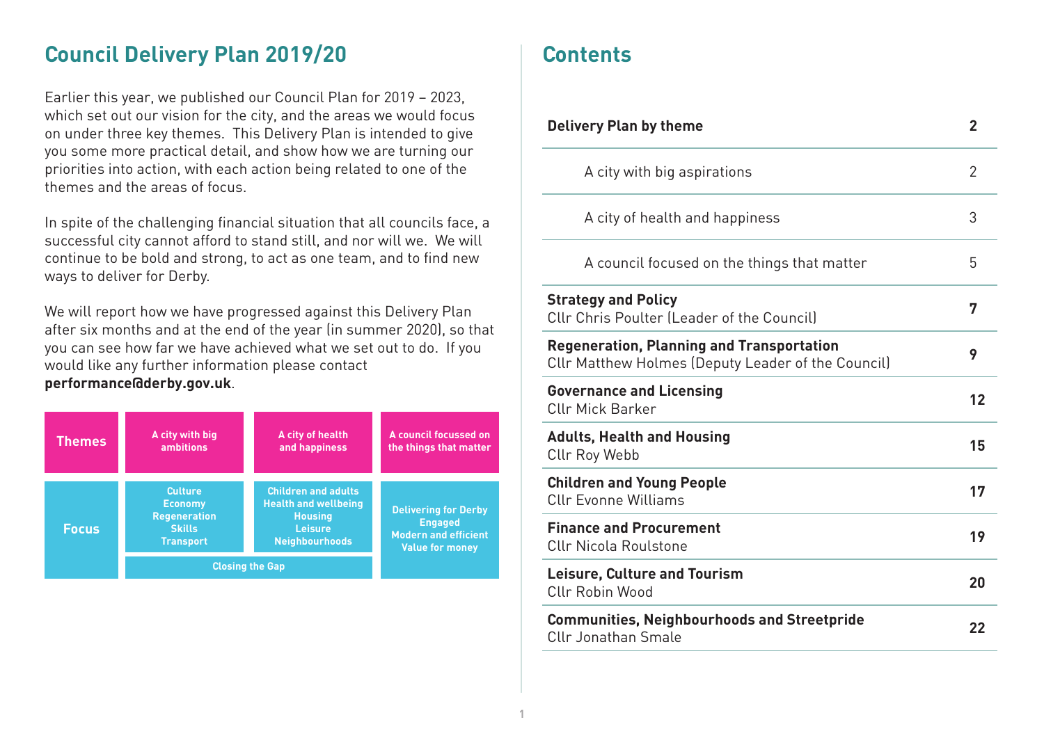# Council Delivery Plan 2019/20

Earlier this year, we published our Council Plan for 2019 – 2023, which set out our vision for the city, and the areas we would focus on under three key themes. This Delivery Plan is intended to give you some more practical detail, and show how we are turning our priorities into action, with each action being related to one of the themes and the areas of focus.

In spite of the challenging financial situation that all councils face, a successful city cannot afford to stand still, and nor will we. We will continue to be bold and strong, to act as one team, and to find new ways to deliver for Derby.

We will report how we have progressed against this Delivery Plan after six months and at the end of the year (in summer 2020), so that you can see how far we have achieved what we set out to do. If you would like any further information please contact **performance@derby.gov.uk**.

| **Themes** | A city with big ambitions | A city of health and happiness | A council focussed on the things that matter |
|---|---|---|---|
| **Focus** | Culture<br>Economy<br>Regeneration<br>Skills<br>Transport | Children and adults<br>Health and wellbeing<br>Housing<br>Leisure<br>Neighbourhoods | Delivering for Derby<br>Engaged<br>Modern and efficient<br>Value for money |
| | Closing the Gap | | |

# Contents

| | |
|---|---|
| **Delivery Plan by theme** | **2** |
| A city with big aspirations | 2 |
| A city of health and happiness | 3 |
| A council focused on the things that matter | 5 |
| **Strategy and Policy**<br>Cllr Chris Poulter (Leader of the Council) | **7** |
| **Regeneration, Planning and Transportation**<br>Cllr Matthew Holmes (Deputy Leader of the Council) | **9** |
| **Governance and Licensing**<br>Cllr Mick Barker | **12** |
| **Adults, Health and Housing**<br>Cllr Roy Webb | **15** |
| **Children and Young People**<br>Cllr Evonne Williams | **17** |
| **Finance and Procurement**<br>Cllr Nicola Roulstone | **19** |
| **Leisure, Culture and Tourism**<br>Cllr Robin Wood | **20** |
| **Communities, Neighbourhoods and Streetpride**<br>Cllr Jonathan Smale | **22** |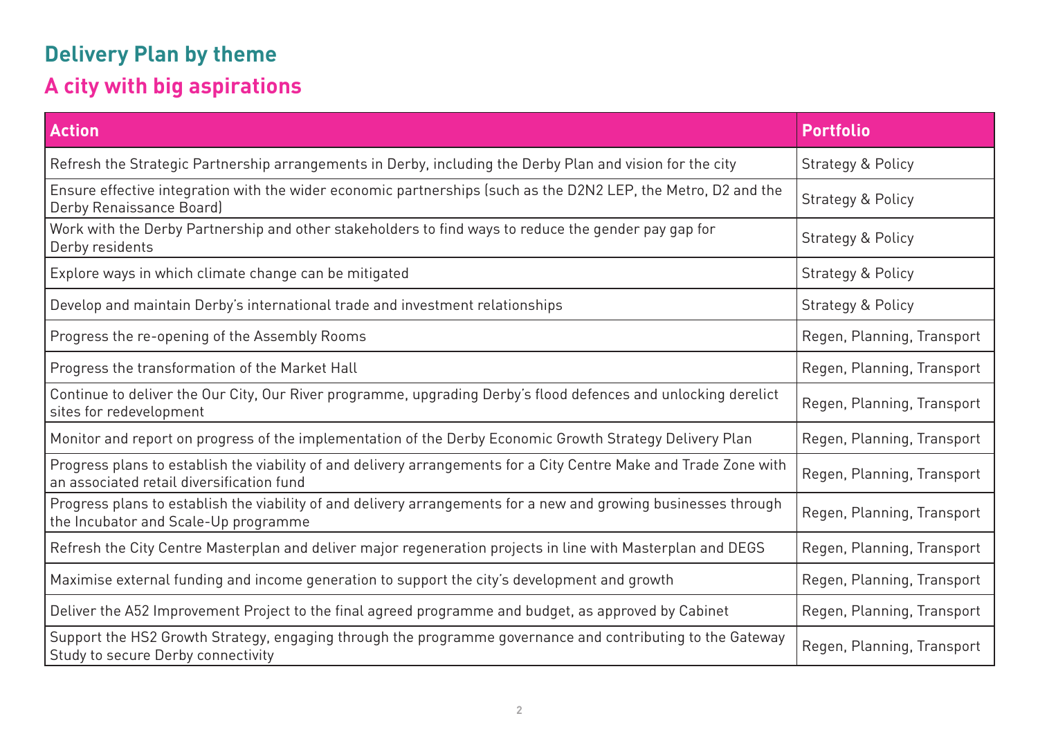## Delivery Plan by theme

### A city with big aspirations

| Action | Portfolio |
|---|---|
| Refresh the Strategic Partnership arrangements in Derby, including the Derby Plan and vision for the city | Strategy & Policy |
| Ensure effective integration with the wider economic partnerships (such as the D2N2 LEP, the Metro, D2 and the Derby Renaissance Board) | Strategy & Policy |
| Work with the Derby Partnership and other stakeholders to find ways to reduce the gender pay gap for Derby residents | Strategy & Policy |
| Explore ways in which climate change can be mitigated | Strategy & Policy |
| Develop and maintain Derby's international trade and investment relationships | Strategy & Policy |
| Progress the re-opening of the Assembly Rooms | Regen, Planning, Transport |
| Progress the transformation of the Market Hall | Regen, Planning, Transport |
| Continue to deliver the Our City, Our River programme, upgrading Derby's flood defences and unlocking derelict sites for redevelopment | Regen, Planning, Transport |
| Monitor and report on progress of the implementation of the Derby Economic Growth Strategy Delivery Plan | Regen, Planning, Transport |
| Progress plans to establish the viability of and delivery arrangements for a City Centre Make and Trade Zone with an associated retail diversification fund | Regen, Planning, Transport |
| Progress plans to establish the viability of and delivery arrangements for a new and growing businesses through the Incubator and Scale-Up programme | Regen, Planning, Transport |
| Refresh the City Centre Masterplan and deliver major regeneration projects in line with Masterplan and DEGS | Regen, Planning, Transport |
| Maximise external funding and income generation to support the city's development and growth | Regen, Planning, Transport |
| Deliver the A52 Improvement Project to the final agreed programme and budget, as approved by Cabinet | Regen, Planning, Transport |
| Support the HS2 Growth Strategy, engaging through the programme governance and contributing to the Gateway Study to secure Derby connectivity | Regen, Planning, Transport |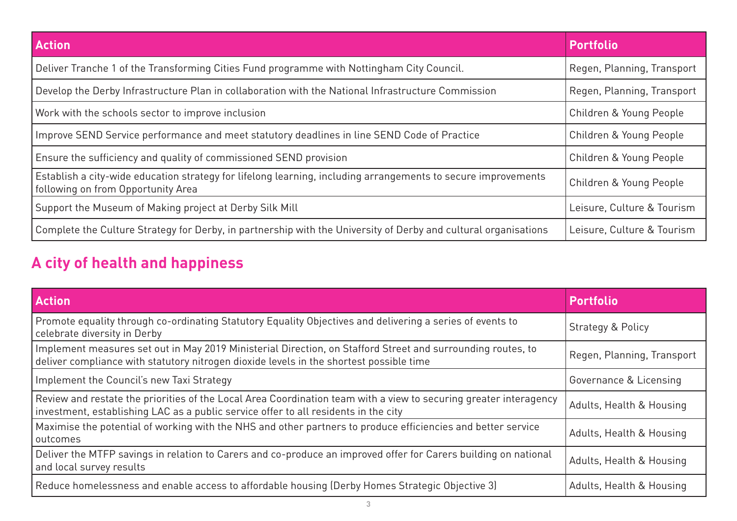| Action | Portfolio |
|---|---|
| Deliver Tranche 1 of the Transforming Cities Fund programme with Nottingham City Council. | Regen, Planning, Transport |
| Develop the Derby Infrastructure Plan in collaboration with the National Infrastructure Commission | Regen, Planning, Transport |
| Work with the schools sector to improve inclusion | Children & Young People |
| Improve SEND Service performance and meet statutory deadlines in line SEND Code of Practice | Children & Young People |
| Ensure the sufficiency and quality of commissioned SEND provision | Children & Young People |
| Establish a city-wide education strategy for lifelong learning, including arrangements to secure improvements following on from Opportunity Area | Children & Young People |
| Support the Museum of Making project at Derby Silk Mill | Leisure, Culture & Tourism |
| Complete the Culture Strategy for Derby, in partnership with the University of Derby and cultural organisations | Leisure, Culture & Tourism |

## A city of health and happiness

| Action | Portfolio |
|---|---|
| Promote equality through co-ordinating Statutory Equality Objectives and delivering a series of events to celebrate diversity in Derby | Strategy & Policy |
| Implement measures set out in May 2019 Ministerial Direction, on Stafford Street and surrounding routes, to deliver compliance with statutory nitrogen dioxide levels in the shortest possible time | Regen, Planning, Transport |
| Implement the Council's new Taxi Strategy | Governance & Licensing |
| Review and restate the priorities of the Local Area Coordination team with a view to securing greater interagency investment, establishing LAC as a public service offer to all residents in the city | Adults, Health & Housing |
| Maximise the potential of working with the NHS and other partners to produce efficiencies and better service outcomes | Adults, Health & Housing |
| Deliver the MTFP savings in relation to Carers and co-produce an improved offer for Carers building on national and local survey results | Adults, Health & Housing |
| Reduce homelessness and enable access to affordable housing (Derby Homes Strategic Objective 3) | Adults, Health & Housing |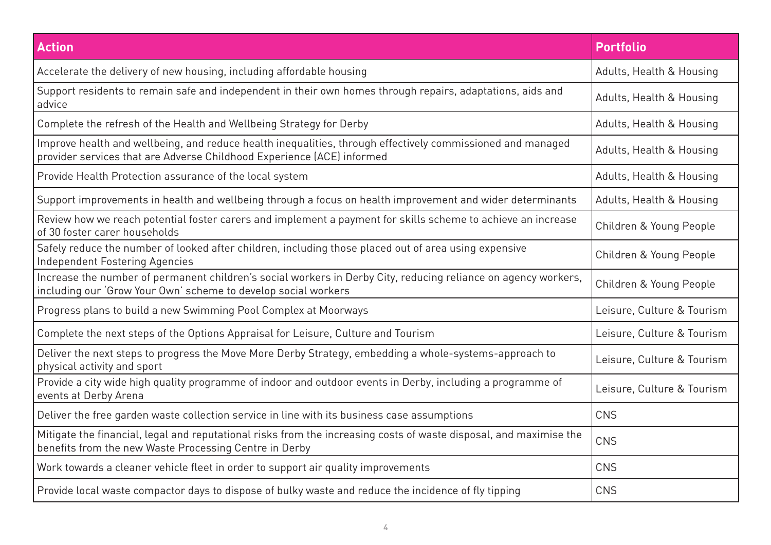| Action | Portfolio |
|---|---|
| Accelerate the delivery of new housing, including affordable housing | Adults, Health & Housing |
| Support residents to remain safe and independent in their own homes through repairs, adaptations, aids and advice | Adults, Health & Housing |
| Complete the refresh of the Health and Wellbeing Strategy for Derby | Adults, Health & Housing |
| Improve health and wellbeing, and reduce health inequalities, through effectively commissioned and managed provider services that are Adverse Childhood Experience (ACE) informed | Adults, Health & Housing |
| Provide Health Protection assurance of the local system | Adults, Health & Housing |
| Support improvements in health and wellbeing through a focus on health improvement and wider determinants | Adults, Health & Housing |
| Review how we reach potential foster carers and implement a payment for skills scheme to achieve an increase of 30 foster carer households | Children & Young People |
| Safely reduce the number of looked after children, including those placed out of area using expensive Independent Fostering Agencies | Children & Young People |
| Increase the number of permanent children's social workers in Derby City, reducing reliance on agency workers, including our 'Grow Your Own' scheme to develop social workers | Children & Young People |
| Progress plans to build a new Swimming Pool Complex at Moorways | Leisure, Culture & Tourism |
| Complete the next steps of the Options Appraisal for Leisure, Culture and Tourism | Leisure, Culture & Tourism |
| Deliver the next steps to progress the Move More Derby Strategy, embedding a whole-systems-approach to physical activity and sport | Leisure, Culture & Tourism |
| Provide a city wide high quality programme of indoor and outdoor events in Derby, including a programme of events at Derby Arena | Leisure, Culture & Tourism |
| Deliver the free garden waste collection service in line with its business case assumptions | CNS |
| Mitigate the financial, legal and reputational risks from the increasing costs of waste disposal, and maximise the benefits from the new Waste Processing Centre in Derby | CNS |
| Work towards a cleaner vehicle fleet in order to support air quality improvements | CNS |
| Provide local waste compactor days to dispose of bulky waste and reduce the incidence of fly tipping | CNS |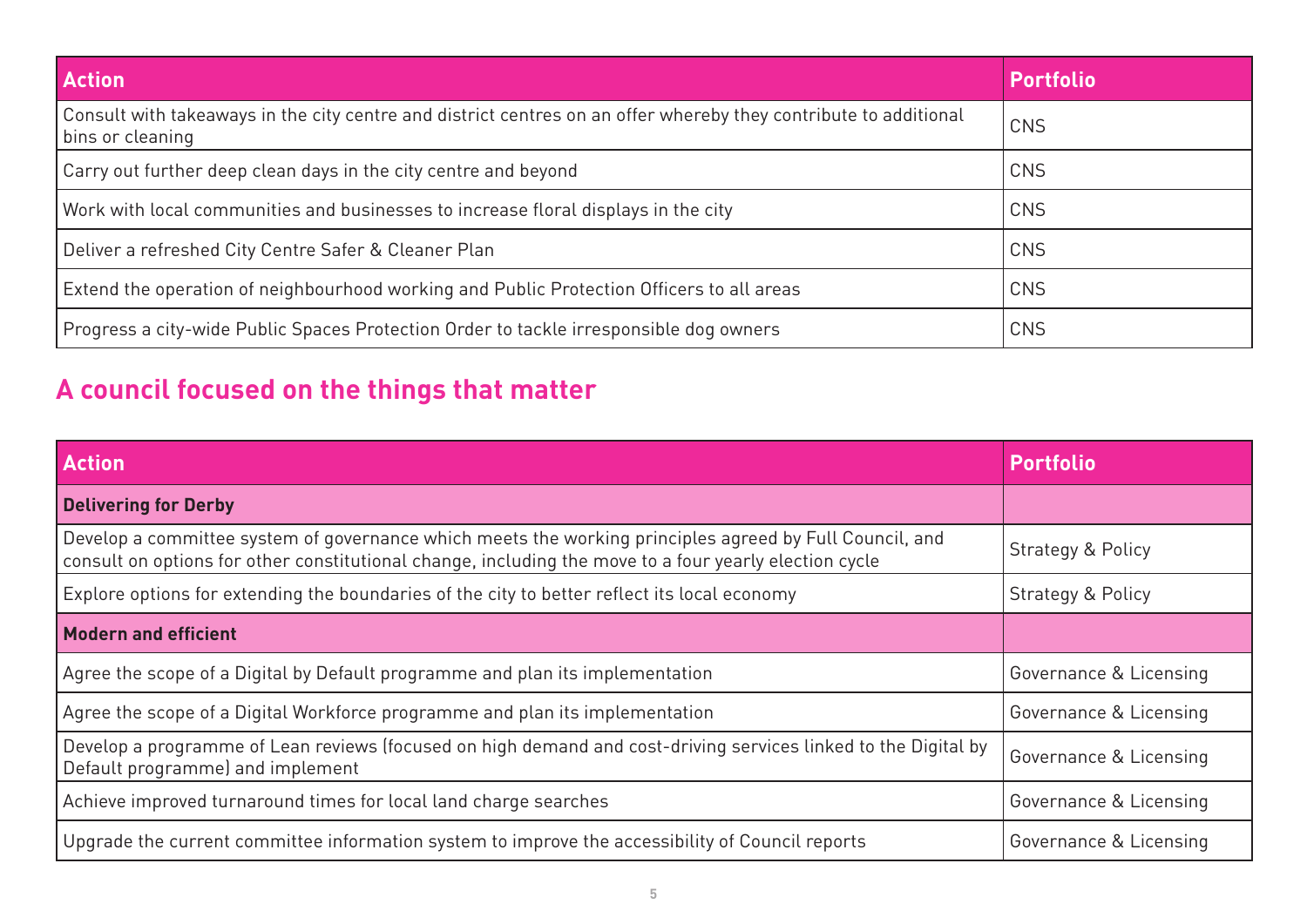| Action | Portfolio |
| --- | --- |
| Consult with takeaways in the city centre and district centres on an offer whereby they contribute to additional bins or cleaning | CNS |
| Carry out further deep clean days in the city centre and beyond | CNS |
| Work with local communities and businesses to increase floral displays in the city | CNS |
| Deliver a refreshed City Centre Safer & Cleaner Plan | CNS |
| Extend the operation of neighbourhood working and Public Protection Officers to all areas | CNS |
| Progress a city-wide Public Spaces Protection Order to tackle irresponsible dog owners | CNS |

## A council focused on the things that matter

| Action | Portfolio |
| --- | --- |
| **Delivering for Derby** | |
| Develop a committee system of governance which meets the working principles agreed by Full Council, and consult on options for other constitutional change, including the move to a four yearly election cycle | Strategy & Policy |
| Explore options for extending the boundaries of the city to better reflect its local economy | Strategy & Policy |
| **Modern and efficient** | |
| Agree the scope of a Digital by Default programme and plan its implementation | Governance & Licensing |
| Agree the scope of a Digital Workforce programme and plan its implementation | Governance & Licensing |
| Develop a programme of Lean reviews (focused on high demand and cost-driving services linked to the Digital by Default programme) and implement | Governance & Licensing |
| Achieve improved turnaround times for local land charge searches | Governance & Licensing |
| Upgrade the current committee information system to improve the accessibility of Council reports | Governance & Licensing |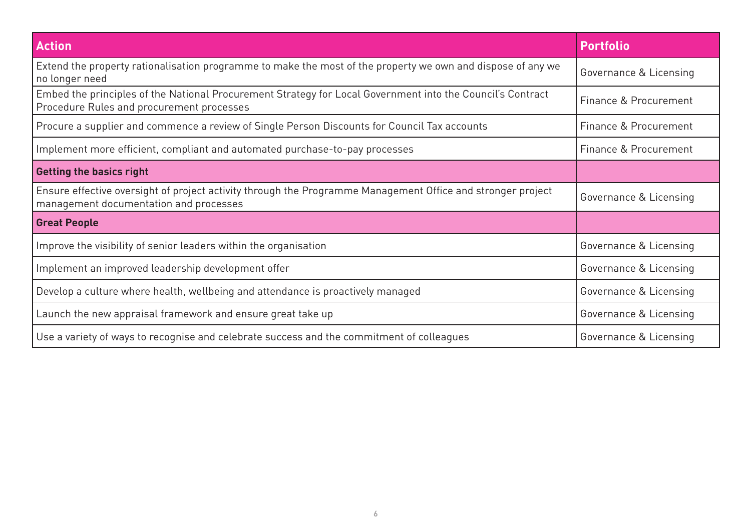| Action | Portfolio |
|---|---|
| Extend the property rationalisation programme to make the most of the property we own and dispose of any we no longer need | Governance & Licensing |
| Embed the principles of the National Procurement Strategy for Local Government into the Council's Contract Procedure Rules and procurement processes | Finance & Procurement |
| Procure a supplier and commence a review of Single Person Discounts for Council Tax accounts | Finance & Procurement |
| Implement more efficient, compliant and automated purchase-to-pay processes | Finance & Procurement |
| **Getting the basics right** | |
| Ensure effective oversight of project activity through the Programme Management Office and stronger project management documentation and processes | Governance & Licensing |
| **Great People** | |
| Improve the visibility of senior leaders within the organisation | Governance & Licensing |
| Implement an improved leadership development offer | Governance & Licensing |
| Develop a culture where health, wellbeing and attendance is proactively managed | Governance & Licensing |
| Launch the new appraisal framework and ensure great take up | Governance & Licensing |
| Use a variety of ways to recognise and celebrate success and the commitment of colleagues | Governance & Licensing |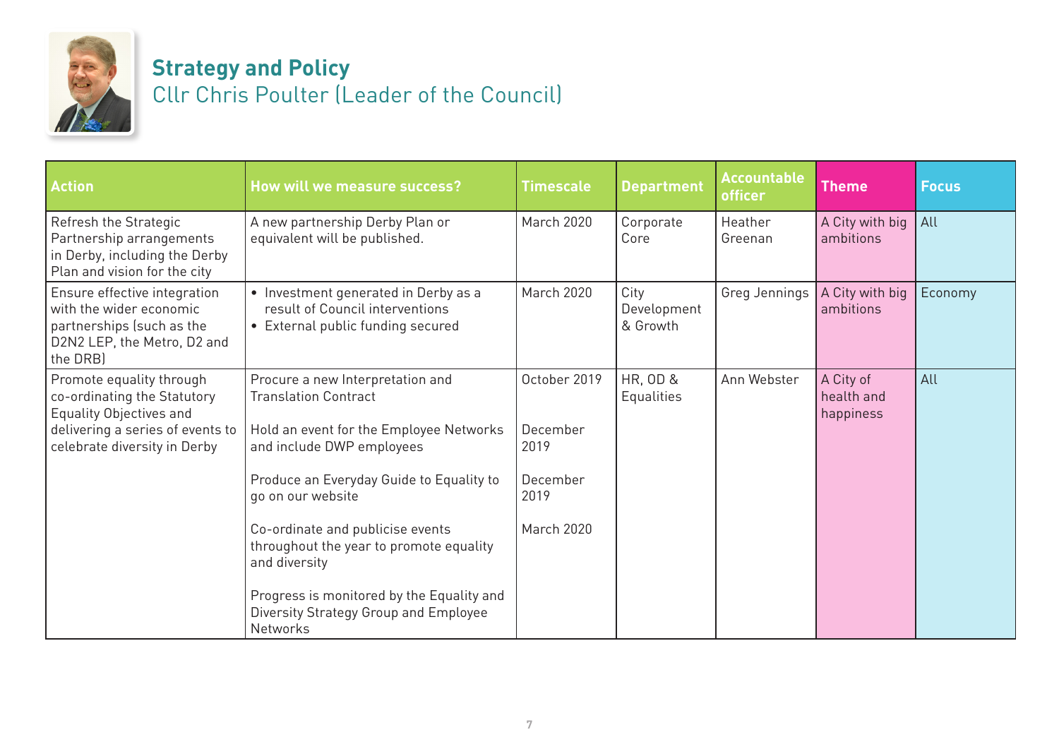## Strategy and Policy

Cllr Chris Poulter (Leader of the Council)

| Action | How will we measure success? | Timescale | Department | Accountable officer | Theme | Focus |
|---|---|---|---|---|---|---|
| Refresh the Strategic Partnership arrangements in Derby, including the Derby Plan and vision for the city | A new partnership Derby Plan or equivalent will be published. | March 2020 | Corporate Core | Heather Greenan | A City with big ambitions | All |
| Ensure effective integration with the wider economic partnerships (such as the D2N2 LEP, the Metro, D2 and the DRB) | • Investment generated in Derby as a result of Council interventions<br>• External public funding secured | March 2020 | City Development & Growth | Greg Jennings | A City with big ambitions | Economy |
| Promote equality through co-ordinating the Statutory Equality Objectives and delivering a series of events to celebrate diversity in Derby | Procure a new Interpretation and Translation Contract<br><br>Hold an event for the Employee Networks and include DWP employees<br><br>Produce an Everyday Guide to Equality to go on our website<br><br>Co-ordinate and publicise events throughout the year to promote equality and diversity<br><br>Progress is monitored by the Equality and Diversity Strategy Group and Employee Networks | October 2019<br><br>December 2019<br><br>December 2019<br><br>March 2020 | HR, OD & Equalities | Ann Webster | A City of health and happiness | All |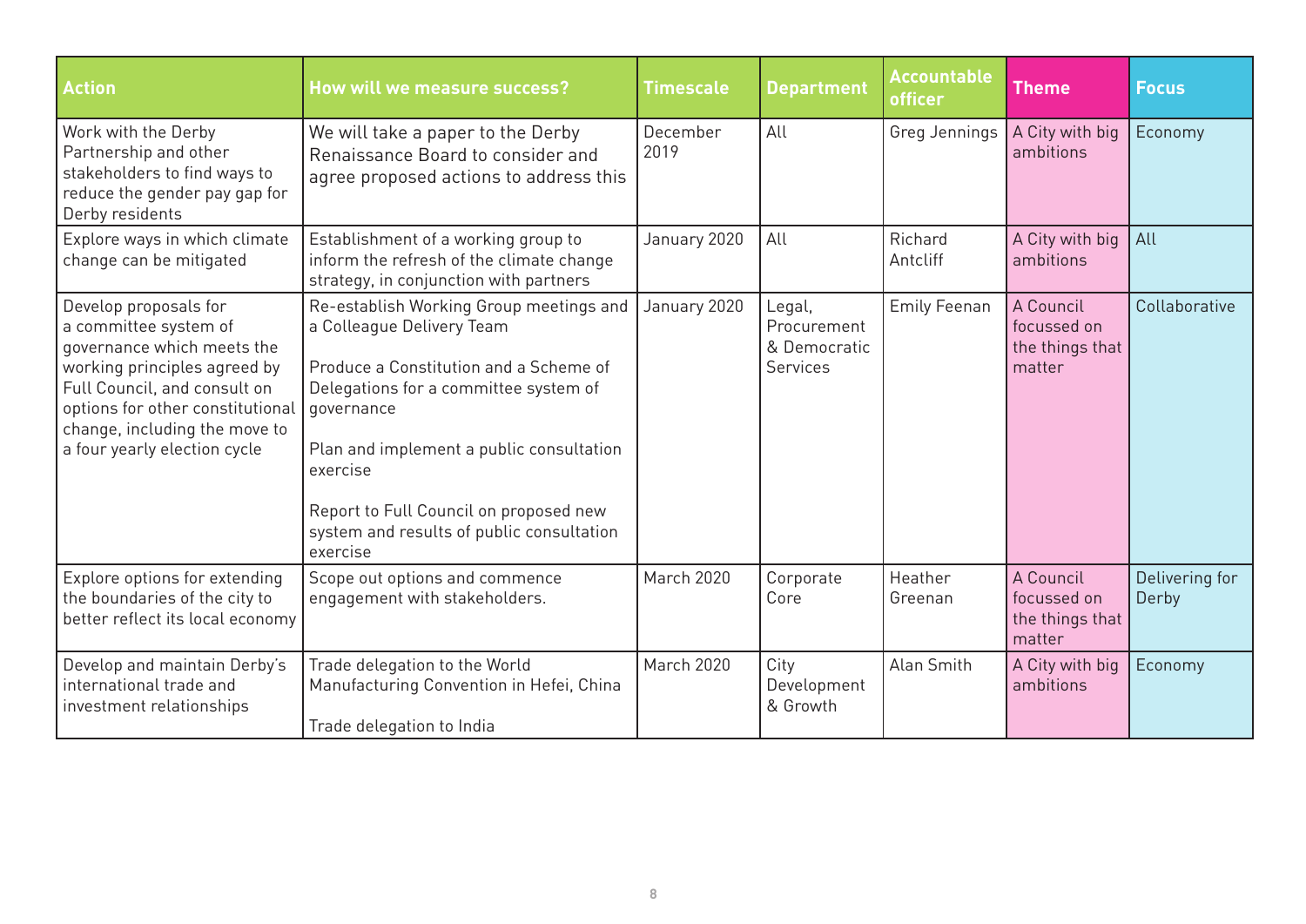| Action | How will we measure success? | Timescale | Department | Accountable officer | Theme | Focus |
|---|---|---|---|---|---|---|
| Work with the Derby Partnership and other stakeholders to find ways to reduce the gender pay gap for Derby residents | We will take a paper to the Derby Renaissance Board to consider and agree proposed actions to address this | December 2019 | All | Greg Jennings | A City with big ambitions | Economy |
| Explore ways in which climate change can be mitigated | Establishment of a working group to inform the refresh of the climate change strategy, in conjunction with partners | January 2020 | All | Richard Antcliff | A City with big ambitions | All |
| Develop proposals for a committee system of governance which meets the working principles agreed by Full Council, and consult on options for other constitutional change, including the move to a four yearly election cycle | Re-establish Working Group meetings and a Colleague Delivery Team<br><br>Produce a Constitution and a Scheme of Delegations for a committee system of governance<br><br>Plan and implement a public consultation exercise<br><br>Report to Full Council on proposed new system and results of public consultation exercise | January 2020 | Legal, Procurement & Democratic Services | Emily Feenan | A Council focussed on the things that matter | Collaborative |
| Explore options for extending the boundaries of the city to better reflect its local economy | Scope out options and commence engagement with stakeholders. | March 2020 | Corporate Core | Heather Greenan | A Council focussed on the things that matter | Delivering for Derby |
| Develop and maintain Derby's international trade and investment relationships | Trade delegation to the World Manufacturing Convention in Hefei, China<br><br>Trade delegation to India | March 2020 | City Development & Growth | Alan Smith | A City with big ambitions | Economy |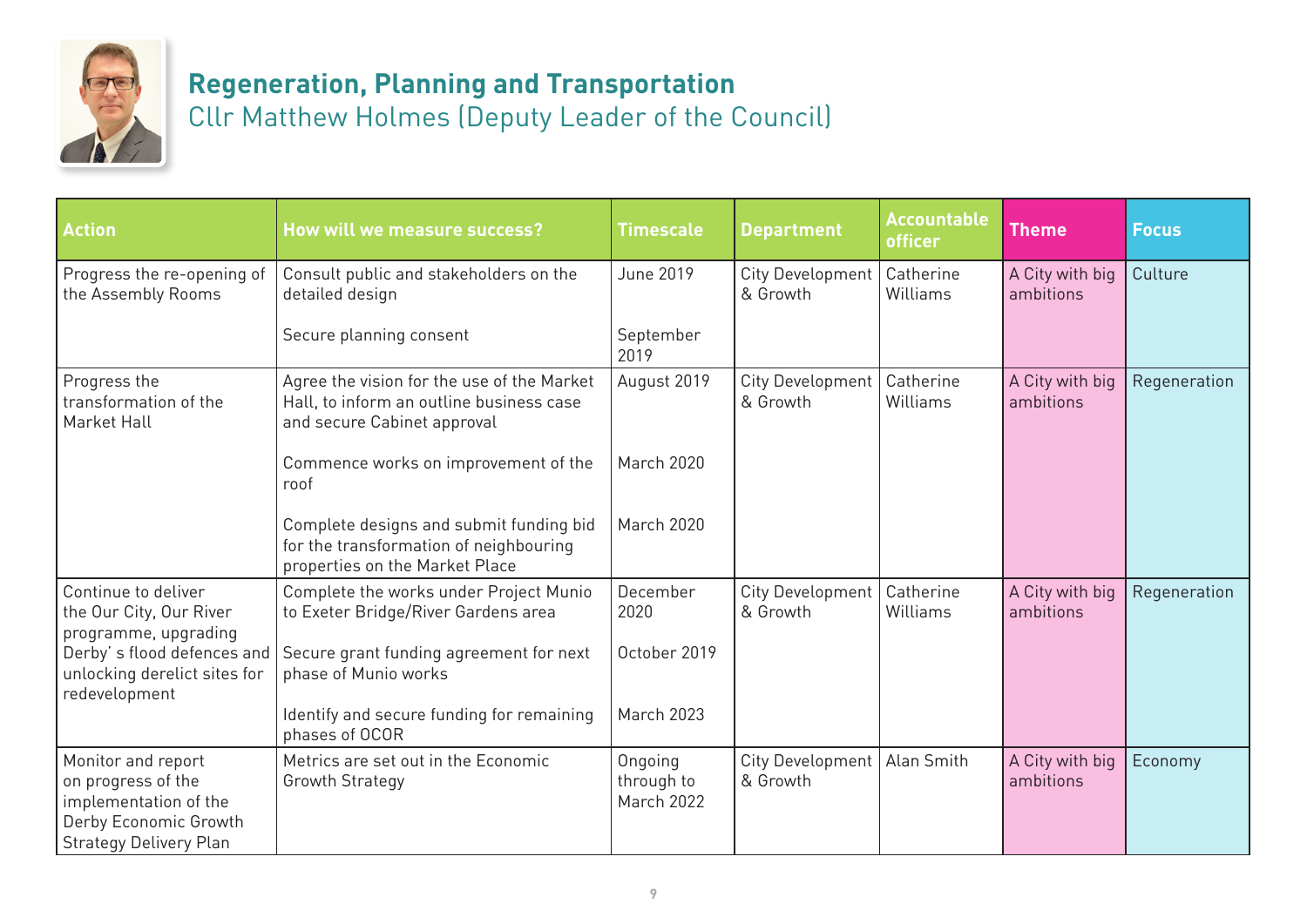## Regeneration, Planning and Transportation

Cllr Matthew Holmes (Deputy Leader of the Council)

| Action | How will we measure success? | Timescale | Department | Accountable officer | Theme | Focus |
|---|---|---|---|---|---|---|
| Progress the re-opening of the Assembly Rooms | Consult public and stakeholders on the detailed design | June 2019 | City Development & Growth | Catherine Williams | A City with big ambitions | Culture |
| | Secure planning consent | September 2019 | | | | |
| Progress the transformation of the Market Hall | Agree the vision for the use of the Market Hall, to inform an outline business case and secure Cabinet approval | August 2019 | City Development & Growth | Catherine Williams | A City with big ambitions | Regeneration |
| | Commence works on improvement of the roof | March 2020 | | | | |
| | Complete designs and submit funding bid for the transformation of neighbouring properties on the Market Place | March 2020 | | | | |
| Continue to deliver the Our City, Our River programme, upgrading Derby' s flood defences and unlocking derelict sites for redevelopment | Complete the works under Project Munio to Exeter Bridge/River Gardens area | December 2020 | City Development & Growth | Catherine Williams | A City with big ambitions | Regeneration |
| | Secure grant funding agreement for next phase of Munio works | October 2019 | | | | |
| | Identify and secure funding for remaining phases of OCOR | March 2023 | | | | |
| Monitor and report on progress of the implementation of the Derby Economic Growth Strategy Delivery Plan | Metrics are set out in the Economic Growth Strategy | Ongoing through to March 2022 | City Development & Growth | Alan Smith | A City with big ambitions | Economy |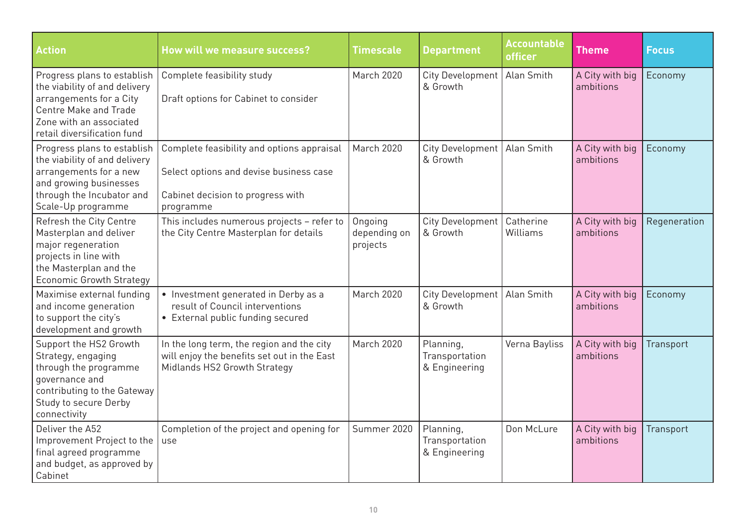| Action | How will we measure success? | Timescale | Department | Accountable officer | Theme | Focus |
|---|---|---|---|---|---|---|
| Progress plans to establish the viability of and delivery arrangements for a City Centre Make and Trade Zone with an associated retail diversification fund | Complete feasibility study<br><br>Draft options for Cabinet to consider | March 2020 | City Development & Growth | Alan Smith | A City with big ambitions | Economy |
| Progress plans to establish the viability of and delivery arrangements for a new and growing businesses through the Incubator and Scale-Up programme | Complete feasibility and options appraisal<br><br>Select options and devise business case<br><br>Cabinet decision to progress with programme | March 2020 | City Development & Growth | Alan Smith | A City with big ambitions | Economy |
| Refresh the City Centre Masterplan and deliver major regeneration projects in line with the Masterplan and the Economic Growth Strategy | This includes numerous projects – refer to the City Centre Masterplan for details | Ongoing depending on projects | City Development & Growth | Catherine Williams | A City with big ambitions | Regeneration |
| Maximise external funding and income generation to support the city's development and growth | • Investment generated in Derby as a result of Council interventions<br>• External public funding secured | March 2020 | City Development & Growth | Alan Smith | A City with big ambitions | Economy |
| Support the HS2 Growth Strategy, engaging through the programme governance and contributing to the Gateway Study to secure Derby connectivity | In the long term, the region and the city will enjoy the benefits set out in the East Midlands HS2 Growth Strategy | March 2020 | Planning, Transportation & Engineering | Verna Bayliss | A City with big ambitions | Transport |
| Deliver the A52 Improvement Project to the final agreed programme and budget, as approved by Cabinet | Completion of the project and opening for use | Summer 2020 | Planning, Transportation & Engineering | Don McLure | A City with big ambitions | Transport |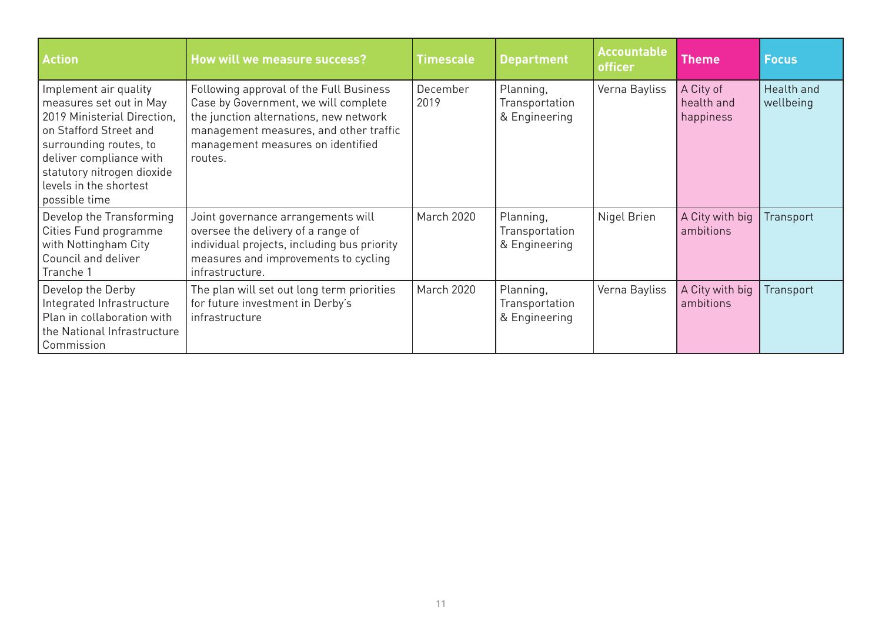| Action | How will we measure success? | Timescale | Department | Accountable officer | Theme | Focus |
|---|---|---|---|---|---|---|
| Implement air quality measures set out in May 2019 Ministerial Direction, on Stafford Street and surrounding routes, to deliver compliance with statutory nitrogen dioxide levels in the shortest possible time | Following approval of the Full Business Case by Government, we will complete the junction alternations, new network management measures, and other traffic management measures on identified routes. | December 2019 | Planning, Transportation & Engineering | Verna Bayliss | A City of health and happiness | Health and wellbeing |
| Develop the Transforming Cities Fund programme with Nottingham City Council and deliver Tranche 1 | Joint governance arrangements will oversee the delivery of a range of individual projects, including bus priority measures and improvements to cycling infrastructure. | March 2020 | Planning, Transportation & Engineering | Nigel Brien | A City with big ambitions | Transport |
| Develop the Derby Integrated Infrastructure Plan in collaboration with the National Infrastructure Commission | The plan will set out long term priorities for future investment in Derby's infrastructure | March 2020 | Planning, Transportation & Engineering | Verna Bayliss | A City with big ambitions | Transport |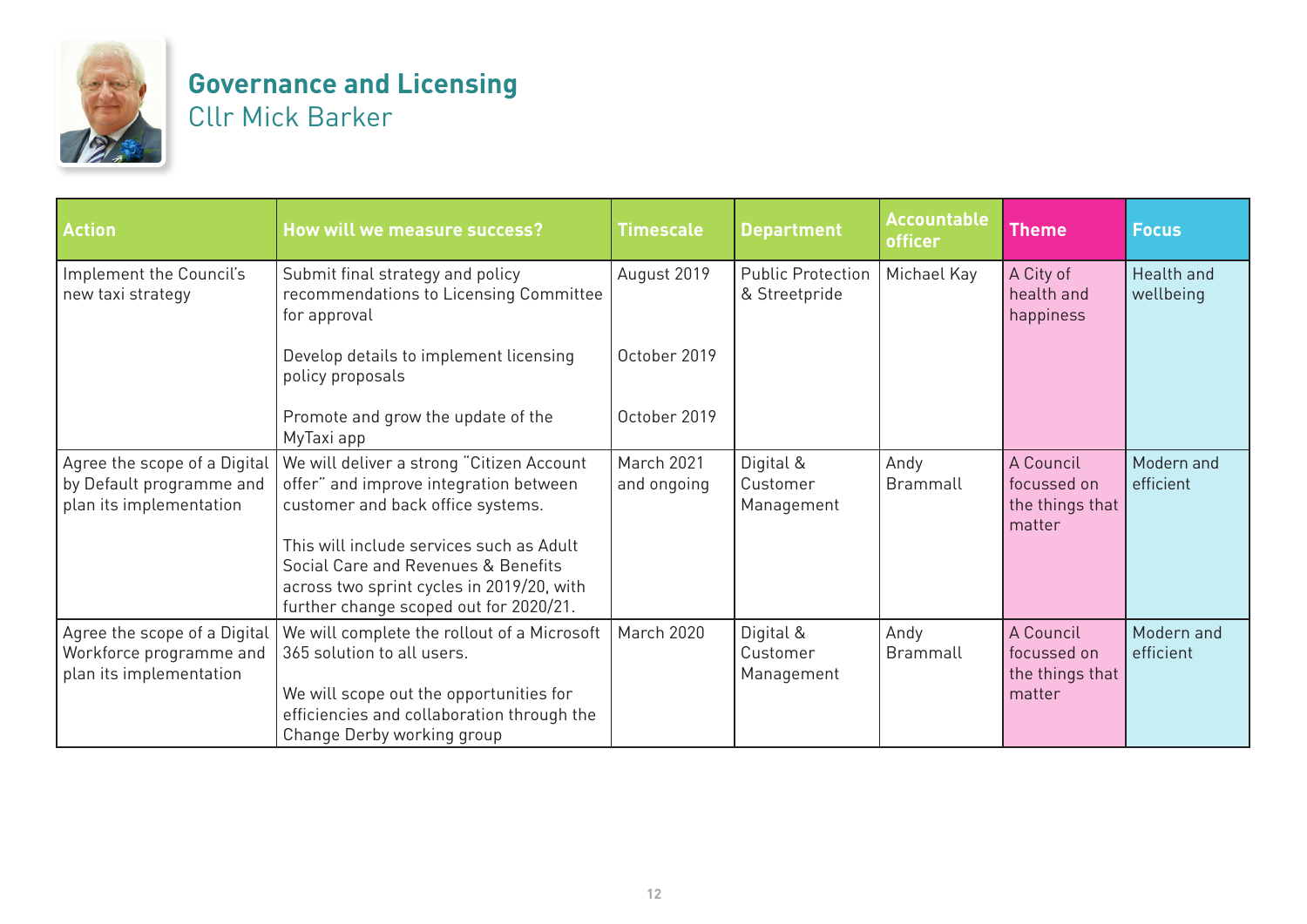## Governance and Licensing
Cllr Mick Barker

| Action | How will we measure success? | Timescale | Department | Accountable officer | Theme | Focus |
|---|---|---|---|---|---|---|
| Implement the Council's new taxi strategy | Submit final strategy and policy recommendations to Licensing Committee for approval | August 2019 | Public Protection & Streetpride | Michael Kay | A City of health and happiness | Health and wellbeing |
| | Develop details to implement licensing policy proposals | October 2019 | | | | |
| | Promote and grow the update of the MyTaxi app | October 2019 | | | | |
| Agree the scope of a Digital by Default programme and plan its implementation | We will deliver a strong "Citizen Account offer" and improve integration between customer and back office systems. This will include services such as Adult Social Care and Revenues & Benefits across two sprint cycles in 2019/20, with further change scoped out for 2020/21. | March 2021 and ongoing | Digital & Customer Management | Andy Brammall | A Council focussed on the things that matter | Modern and efficient |
| Agree the scope of a Digital Workforce programme and plan its implementation | We will complete the rollout of a Microsoft 365 solution to all users. We will scope out the opportunities for efficiencies and collaboration through the Change Derby working group | March 2020 | Digital & Customer Management | Andy Brammall | A Council focussed on the things that matter | Modern and efficient |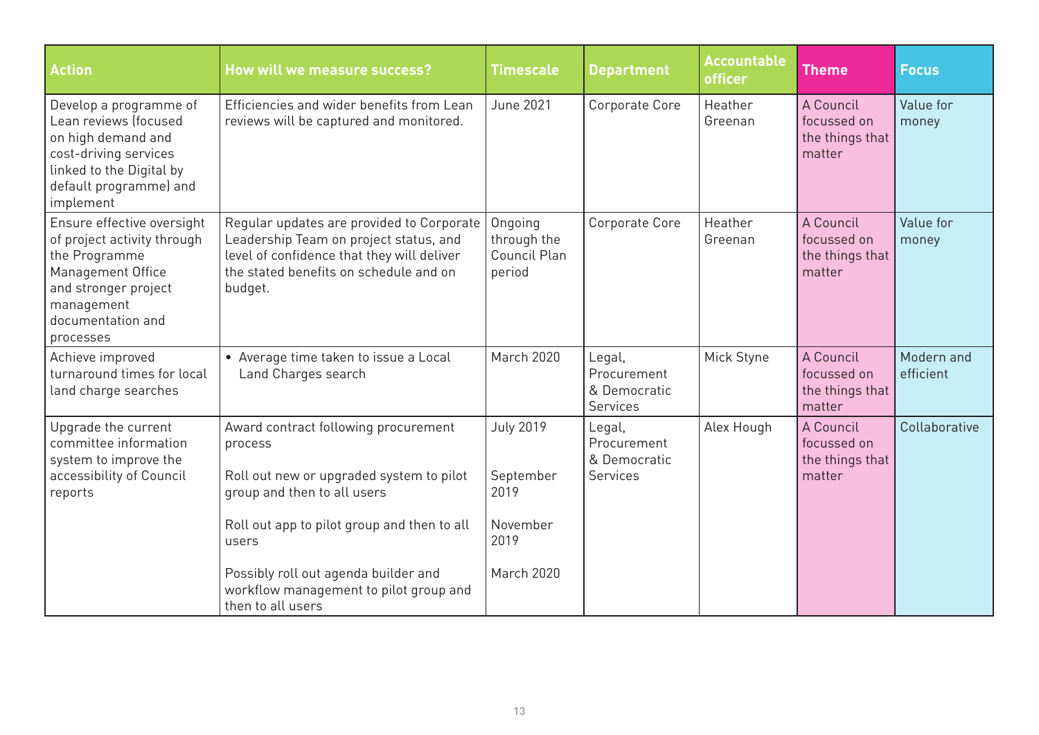| Action | How will we measure success? | Timescale | Department | Accountable officer | Theme | Focus |
|---|---|---|---|---|---|---|
| Develop a programme of Lean reviews (focused on high demand and cost-driving services linked to the Digital by default programme) and implement | Efficiencies and wider benefits from Lean reviews will be captured and monitored. | June 2021 | Corporate Core | Heather Greenan | A Council focussed on the things that matter | Value for money |
| Ensure effective oversight of project activity through the Programme Management Office and stronger project management documentation and processes | Regular updates are provided to Corporate Leadership Team on project status, and level of confidence that they will deliver the stated benefits on schedule and on budget. | Ongoing through the Council Plan period | Corporate Core | Heather Greenan | A Council focussed on the things that matter | Value for money |
| Achieve improved turnaround times for local land charge searches | • Average time taken to issue a Local Land Charges search | March 2020 | Legal, Procurement & Democratic Services | Mick Styne | A Council focussed on the things that matter | Modern and efficient |
| Upgrade the current committee information system to improve the accessibility of Council reports | Award contract following procurement process<br><br>Roll out new or upgraded system to pilot group and then to all users<br><br>Roll out app to pilot group and then to all users<br><br>Possibly roll out agenda builder and workflow management to pilot group and then to all users | July 2019<br><br>September 2019<br><br>November 2019<br><br>March 2020 | Legal, Procurement & Democratic Services | Alex Hough | A Council focussed on the things that matter | Collaborative |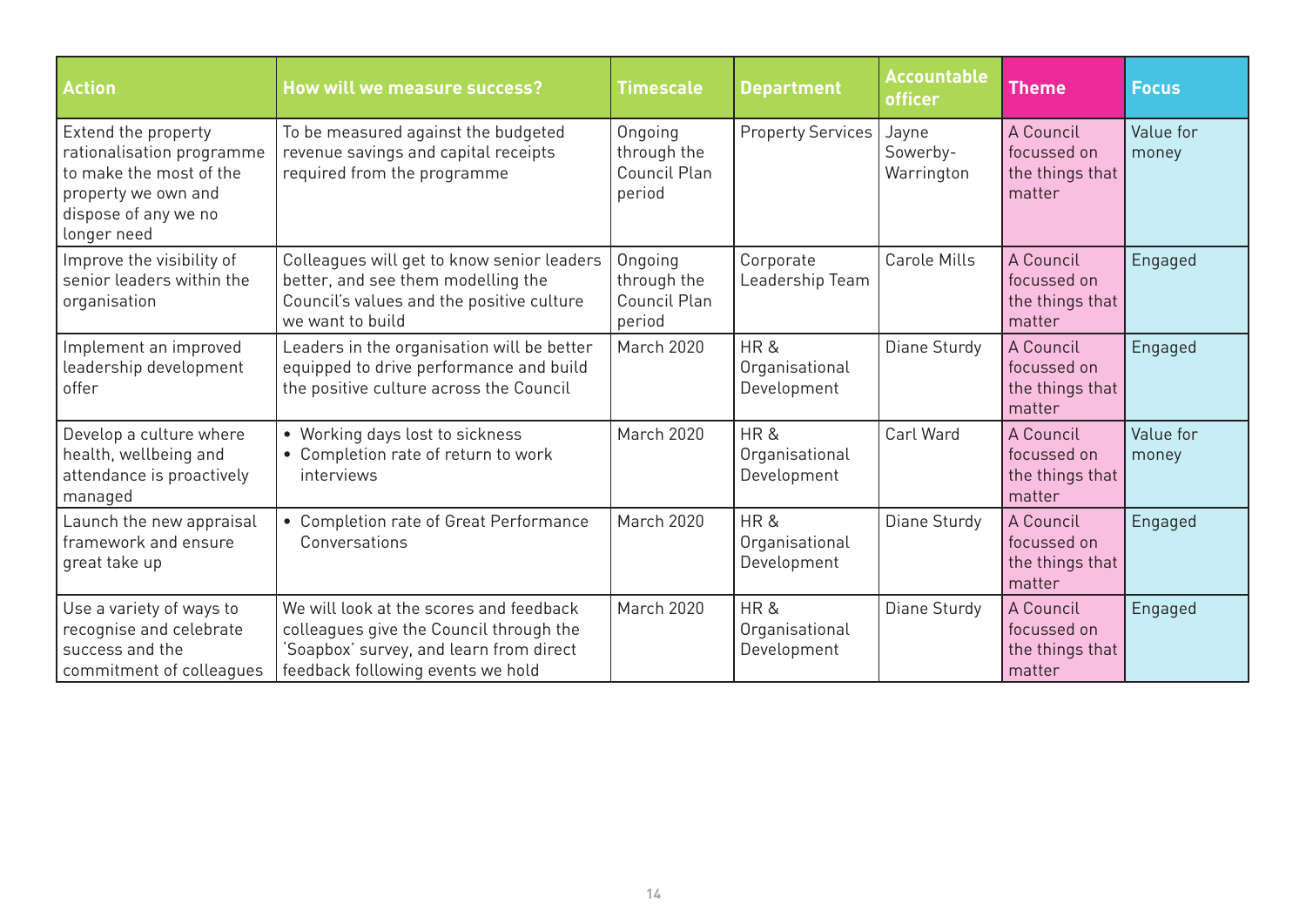| Action | How will we measure success? | Timescale | Department | Accountable officer | Theme | Focus |
|---|---|---|---|---|---|---|
| Extend the property rationalisation programme to make the most of the property we own and dispose of any we no longer need | To be measured against the budgeted revenue savings and capital receipts required from the programme | Ongoing through the Council Plan period | Property Services | Jayne Sowerby-Warrington | A Council focussed on the things that matter | Value for money |
| Improve the visibility of senior leaders within the organisation | Colleagues will get to know senior leaders better, and see them modelling the Council's values and the positive culture we want to build | Ongoing through the Council Plan period | Corporate Leadership Team | Carole Mills | A Council focussed on the things that matter | Engaged |
| Implement an improved leadership development offer | Leaders in the organisation will be better equipped to drive performance and build the positive culture across the Council | March 2020 | HR & Organisational Development | Diane Sturdy | A Council focussed on the things that matter | Engaged |
| Develop a culture where health, wellbeing and attendance is proactively managed | • Working days lost to sickness<br>• Completion rate of return to work interviews | March 2020 | HR & Organisational Development | Carl Ward | A Council focussed on the things that matter | Value for money |
| Launch the new appraisal framework and ensure great take up | • Completion rate of Great Performance Conversations | March 2020 | HR & Organisational Development | Diane Sturdy | A Council focussed on the things that matter | Engaged |
| Use a variety of ways to recognise and celebrate success and the commitment of colleagues | We will look at the scores and feedback colleagues give the Council through the 'Soapbox' survey, and learn from direct feedback following events we hold | March 2020 | HR & Organisational Development | Diane Sturdy | A Council focussed on the things that matter | Engaged |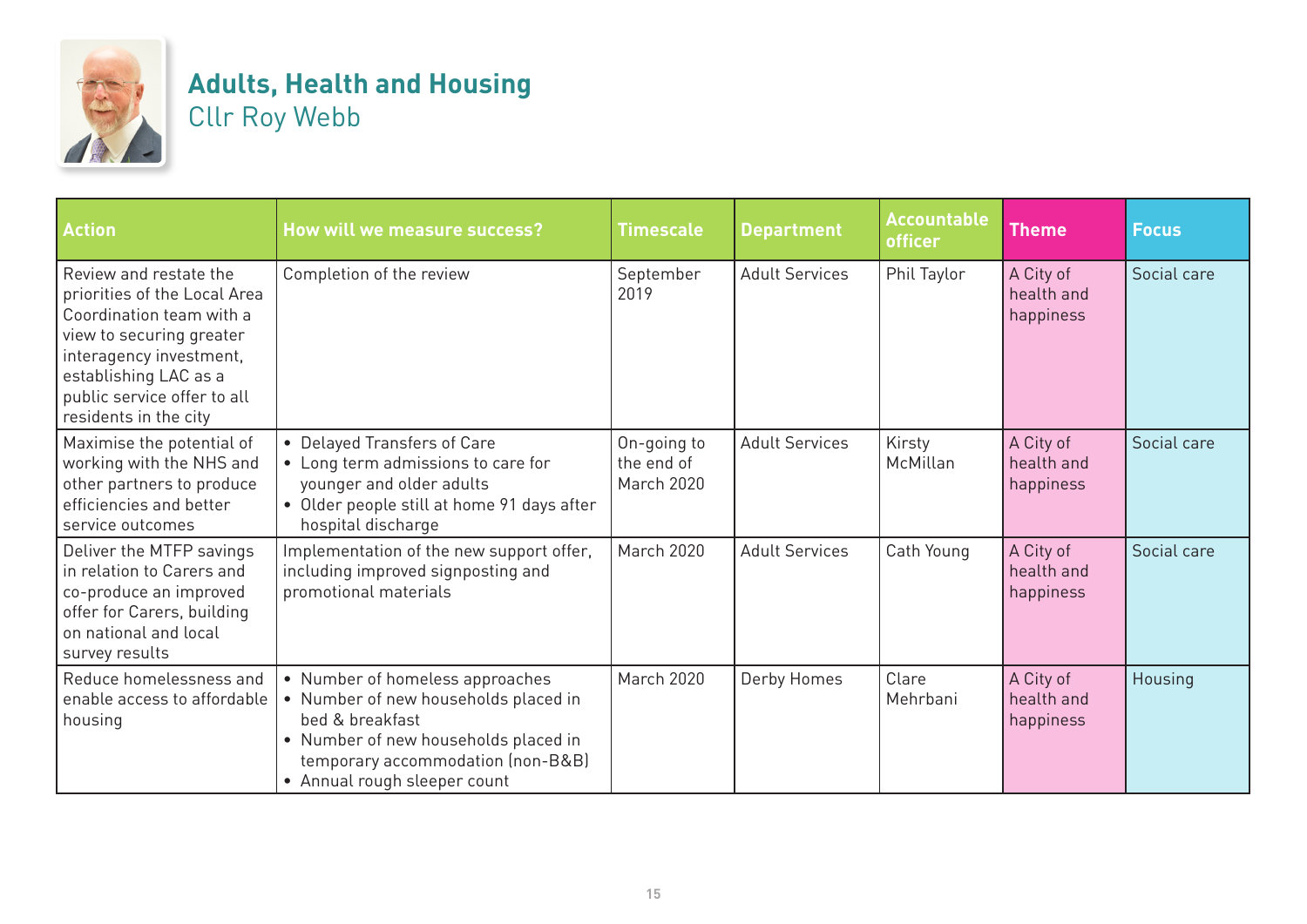## Adults, Health and Housing

Cllr Roy Webb

| Action | How will we measure success? | Timescale | Department | Accountable officer | Theme | Focus |
|---|---|---|---|---|---|---|
| Review and restate the priorities of the Local Area Coordination team with a view to securing greater interagency investment, establishing LAC as a public service offer to all residents in the city | Completion of the review | September 2019 | Adult Services | Phil Taylor | A City of health and happiness | Social care |
| Maximise the potential of working with the NHS and other partners to produce efficiencies and better service outcomes | • Delayed Transfers of Care<br>• Long term admissions to care for younger and older adults<br>• Older people still at home 91 days after hospital discharge | On-going to the end of March 2020 | Adult Services | Kirsty McMillan | A City of health and happiness | Social care |
| Deliver the MTFP savings in relation to Carers and co-produce an improved offer for Carers, building on national and local survey results | Implementation of the new support offer, including improved signposting and promotional materials | March 2020 | Adult Services | Cath Young | A City of health and happiness | Social care |
| Reduce homelessness and enable access to affordable housing | • Number of homeless approaches<br>• Number of new households placed in bed & breakfast<br>• Number of new households placed in temporary accommodation (non-B&B)<br>• Annual rough sleeper count | March 2020 | Derby Homes | Clare Mehrbani | A City of health and happiness | Housing |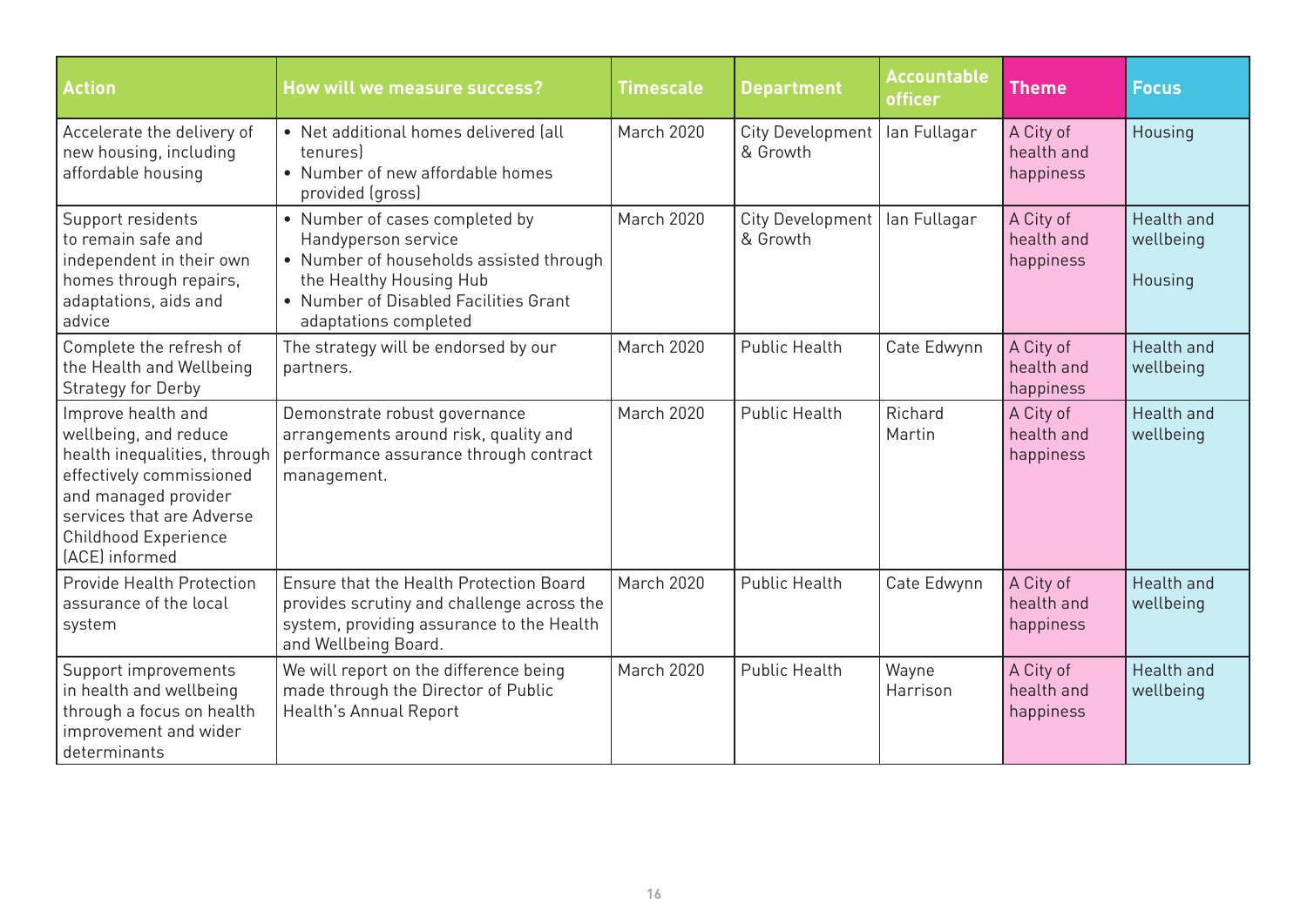| Action | How will we measure success? | Timescale | Department | Accountable officer | Theme | Focus |
|---|---|---|---|---|---|---|
| Accelerate the delivery of new housing, including affordable housing | • Net additional homes delivered (all tenures)<br>• Number of new affordable homes provided (gross) | March 2020 | City Development & Growth | Ian Fullagar | A City of health and happiness | Housing |
| Support residents to remain safe and independent in their own homes through repairs, adaptations, aids and advice | • Number of cases completed by Handyperson service<br>• Number of households assisted through the Healthy Housing Hub<br>• Number of Disabled Facilities Grant adaptations completed | March 2020 | City Development & Growth | Ian Fullagar | A City of health and happiness | Health and wellbeing<br><br>Housing |
| Complete the refresh of the Health and Wellbeing Strategy for Derby | The strategy will be endorsed by our partners. | March 2020 | Public Health | Cate Edwynn | A City of health and happiness | Health and wellbeing |
| Improve health and wellbeing, and reduce health inequalities, through effectively commissioned and managed provider services that are Adverse Childhood Experience (ACE) informed | Demonstrate robust governance arrangements around risk, quality and performance assurance through contract management. | March 2020 | Public Health | Richard Martin | A City of health and happiness | Health and wellbeing |
| Provide Health Protection assurance of the local system | Ensure that the Health Protection Board provides scrutiny and challenge across the system, providing assurance to the Health and Wellbeing Board. | March 2020 | Public Health | Cate Edwynn | A City of health and happiness | Health and wellbeing |
| Support improvements in health and wellbeing through a focus on health improvement and wider determinants | We will report on the difference being made through the Director of Public Health's Annual Report | March 2020 | Public Health | Wayne Harrison | A City of health and happiness | Health and wellbeing |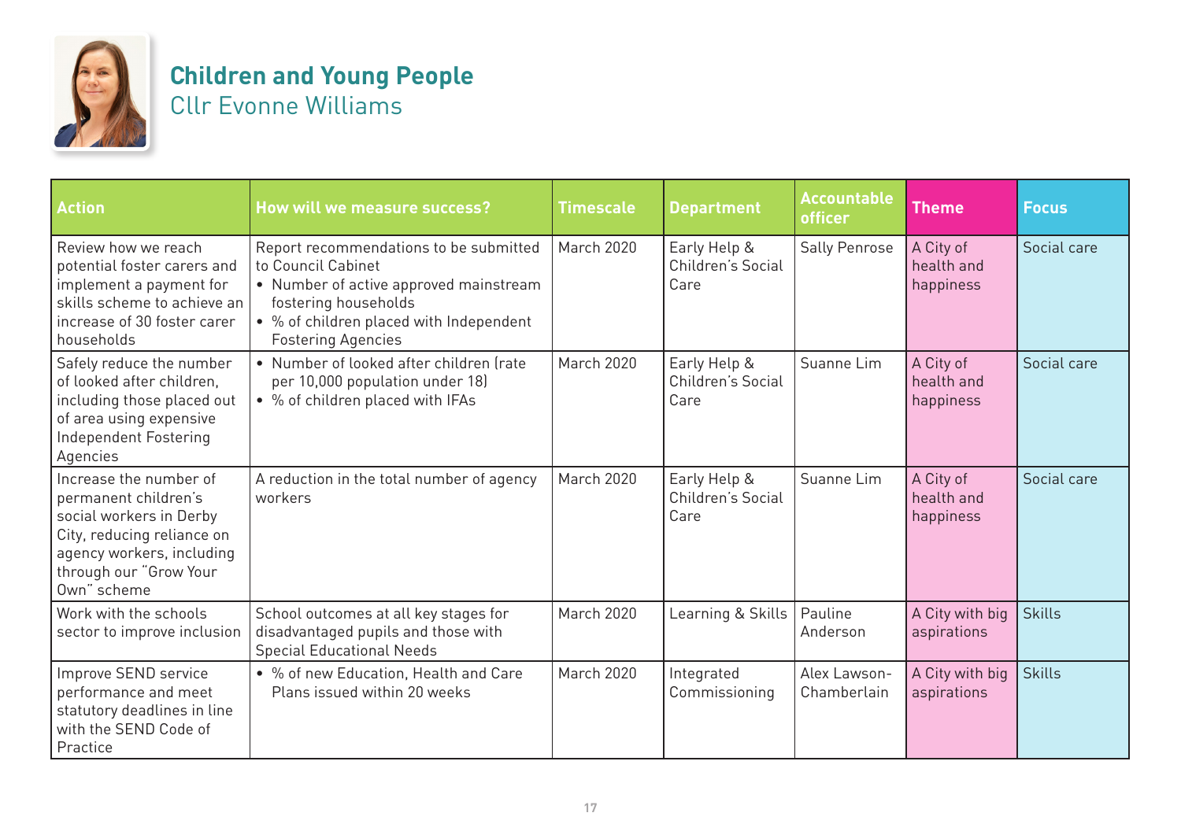## Children and Young People

Cllr Evonne Williams

| Action | How will we measure success? | Timescale | Department | Accountable officer | Theme | Focus |
|---|---|---|---|---|---|---|
| Review how we reach potential foster carers and implement a payment for skills scheme to achieve an increase of 30 foster carer households | Report recommendations to be submitted to Council Cabinet<br>• Number of active approved mainstream fostering households<br>• % of children placed with Independent Fostering Agencies | March 2020 | Early Help & Children's Social Care | Sally Penrose | A City of health and happiness | Social care |
| Safely reduce the number of looked after children, including those placed out of area using expensive Independent Fostering Agencies | • Number of looked after children (rate per 10,000 population under 18)<br>• % of children placed with IFAs | March 2020 | Early Help & Children's Social Care | Suanne Lim | A City of health and happiness | Social care |
| Increase the number of permanent children's social workers in Derby City, reducing reliance on agency workers, including through our "Grow Your Own" scheme | A reduction in the total number of agency workers | March 2020 | Early Help & Children's Social Care | Suanne Lim | A City of health and happiness | Social care |
| Work with the schools sector to improve inclusion | School outcomes at all key stages for disadvantaged pupils and those with Special Educational Needs | March 2020 | Learning & Skills | Pauline Anderson | A City with big aspirations | Skills |
| Improve SEND service performance and meet statutory deadlines in line with the SEND Code of Practice | • % of new Education, Health and Care Plans issued within 20 weeks | March 2020 | Integrated Commissioning | Alex Lawson-Chamberlain | A City with big aspirations | Skills |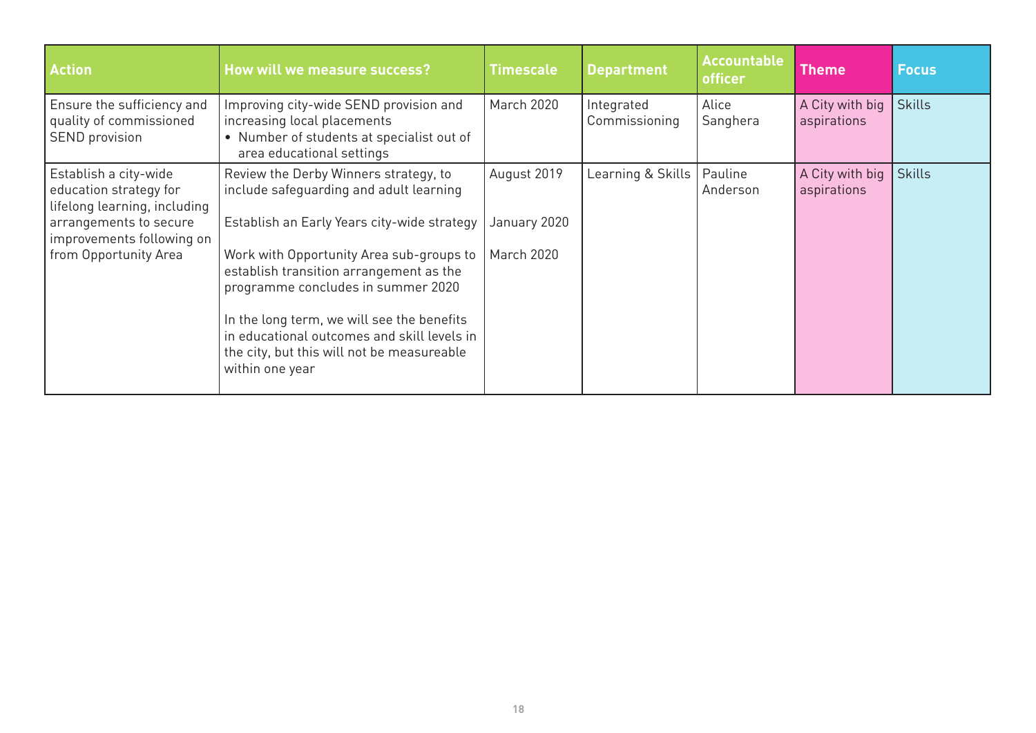| Action | How will we measure success? | Timescale | Department | Accountable officer | Theme | Focus |
|---|---|---|---|---|---|---|
| Ensure the sufficiency and quality of commissioned SEND provision | Improving city-wide SEND provision and increasing local placements<br>• Number of students at specialist out of area educational settings | March 2020 | Integrated Commissioning | Alice Sanghera | A City with big aspirations | Skills |
| Establish a city-wide education strategy for lifelong learning, including arrangements to secure improvements following on from Opportunity Area | Review the Derby Winners strategy, to include safeguarding and adult learning<br><br>Establish an Early Years city-wide strategy<br><br>Work with Opportunity Area sub-groups to establish transition arrangement as the programme concludes in summer 2020<br><br>In the long term, we will see the benefits in educational outcomes and skill levels in the city, but this will not be measureable within one year | August 2019<br><br>January 2020<br><br>March 2020 | Learning & Skills | Pauline Anderson | A City with big aspirations | Skills |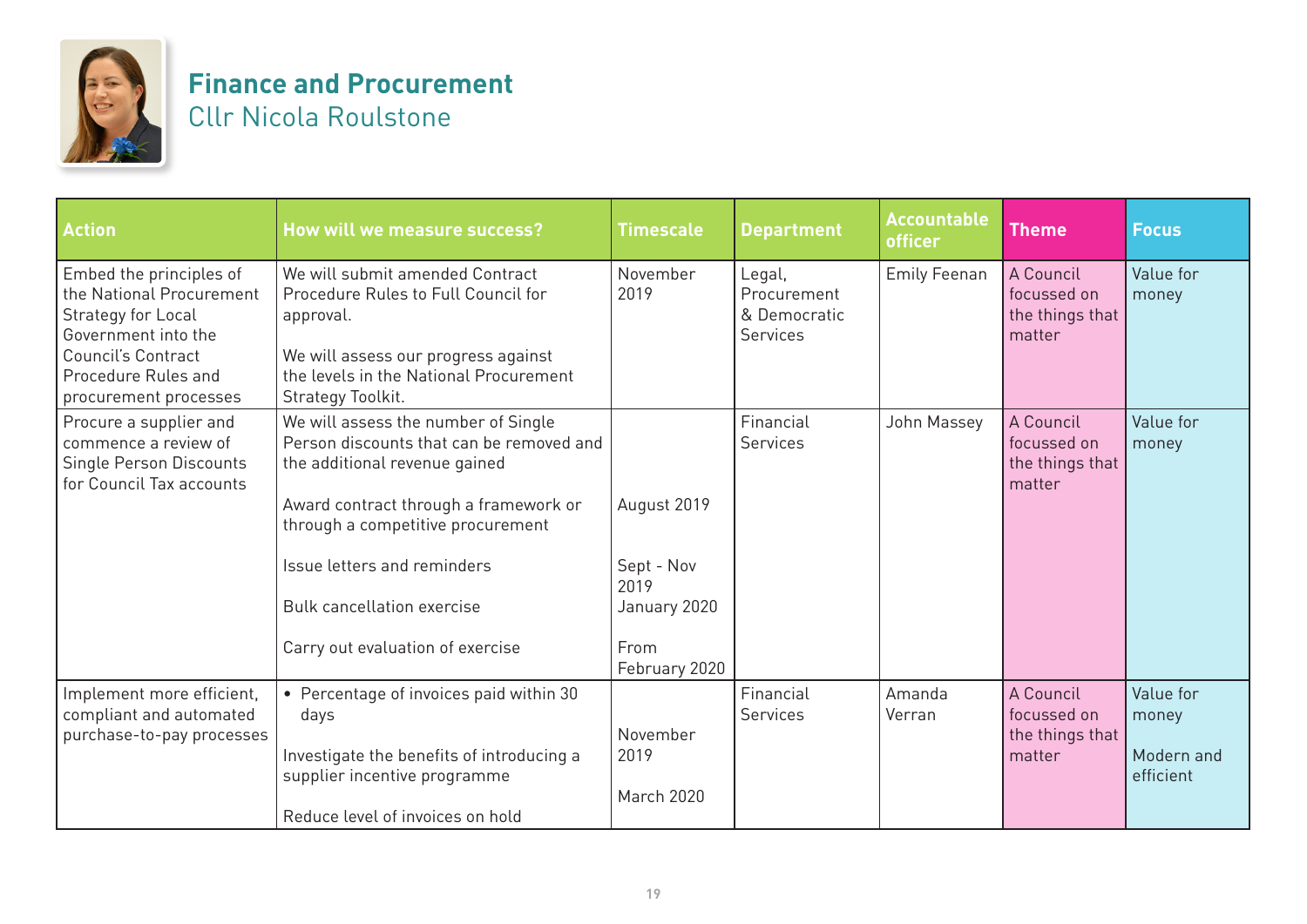## Finance and Procurement

Cllr Nicola Roulstone

| Action | How will we measure success? | Timescale | Department | Accountable officer | Theme | Focus |
|---|---|---|---|---|---|---|
| Embed the principles of the National Procurement Strategy for Local Government into the Council's Contract Procedure Rules and procurement processes | We will submit amended Contract Procedure Rules to Full Council for approval.<br><br>We will assess our progress against the levels in the National Procurement Strategy Toolkit. | November 2019 | Legal, Procurement & Democratic Services | Emily Feenan | A Council focussed on the things that matter | Value for money |
| Procure a supplier and commence a review of Single Person Discounts for Council Tax accounts | We will assess the number of Single Person discounts that can be removed and the additional revenue gained<br><br>Award contract through a framework or through a competitive procurement<br><br>Issue letters and reminders<br><br>Bulk cancellation exercise<br><br>Carry out evaluation of exercise | <br><br>August 2019<br><br>Sept - Nov 2019<br><br>January 2020<br><br>From February 2020 | Financial Services | John Massey | A Council focussed on the things that matter | Value for money |
| Implement more efficient, compliant and automated purchase-to-pay processes | • Percentage of invoices paid within 30 days<br><br>Investigate the benefits of introducing a supplier incentive programme<br><br>Reduce level of invoices on hold | November 2019<br><br>March 2020 | Financial Services | Amanda Verran | A Council focussed on the things that matter | Value for money<br><br>Modern and efficient |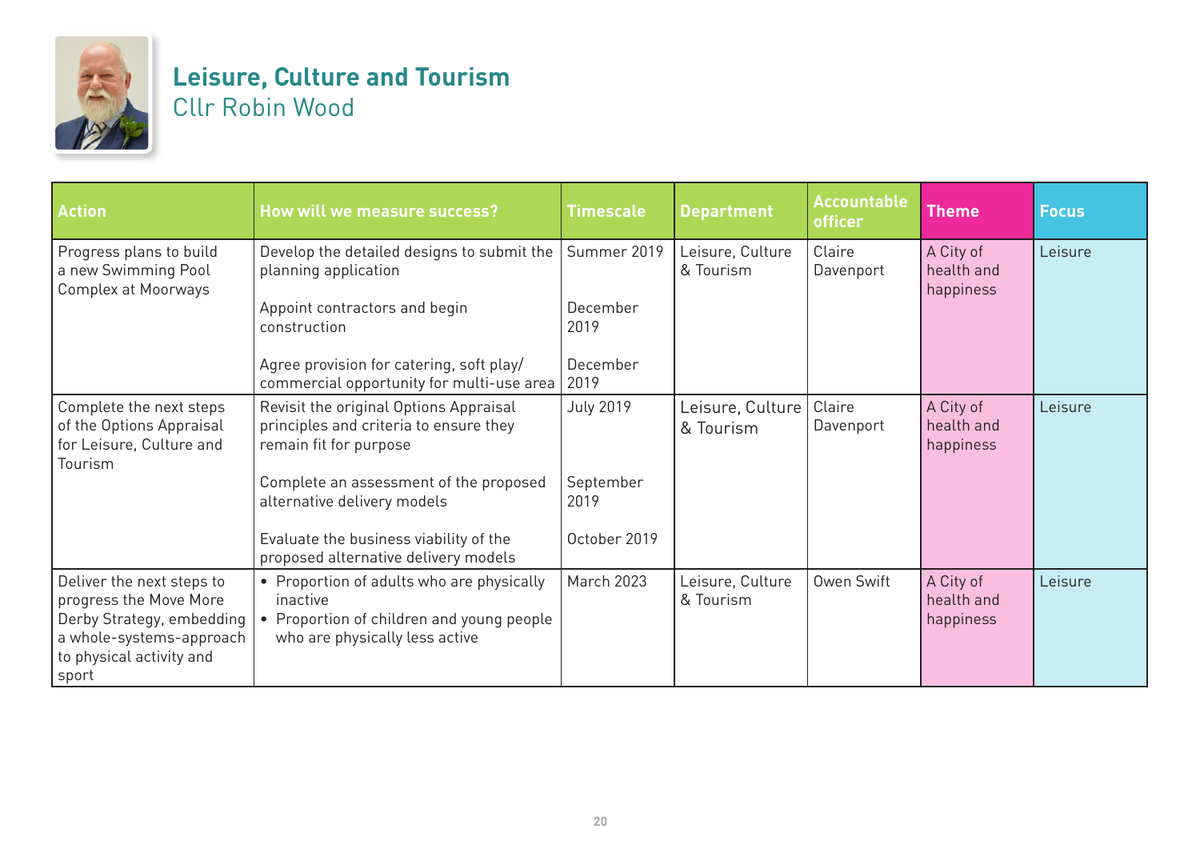## Leisure, Culture and Tourism

Cllr Robin Wood

| Action | How will we measure success? | Timescale | Department | Accountable officer | Theme | Focus |
|---|---|---|---|---|---|---|
| Progress plans to build a new Swimming Pool Complex at Moorways | Develop the detailed designs to submit the planning application | Summer 2019 | Leisure, Culture & Tourism | Claire Davenport | A City of health and happiness | Leisure |
| | Appoint contractors and begin construction | December 2019 | | | | |
| | Agree provision for catering, soft play/ commercial opportunity for multi-use area | December 2019 | | | | |
| Complete the next steps of the Options Appraisal for Leisure, Culture and Tourism | Revisit the original Options Appraisal principles and criteria to ensure they remain fit for purpose | July 2019 | Leisure, Culture & Tourism | Claire Davenport | A City of health and happiness | Leisure |
| | Complete an assessment of the proposed alternative delivery models | September 2019 | | | | |
| | Evaluate the business viability of the proposed alternative delivery models | October 2019 | | | | |
| Deliver the next steps to progress the Move More Derby Strategy, embedding a whole-systems-approach to physical activity and sport | • Proportion of adults who are physically inactive<br>• Proportion of children and young people who are physically less active | March 2023 | Leisure, Culture & Tourism | Owen Swift | A City of health and happiness | Leisure |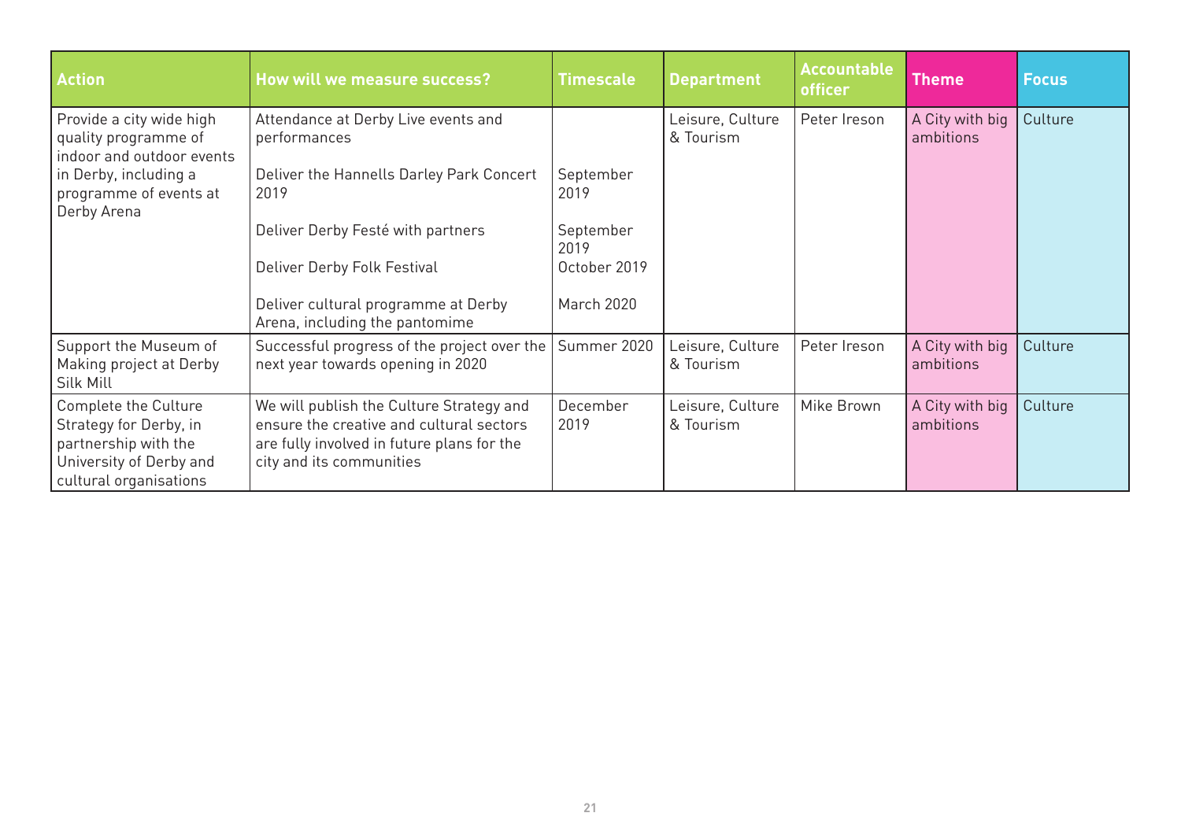| Action | How will we measure success? | Timescale | Department | Accountable officer | Theme | Focus |
|---|---|---|---|---|---|---|
| Provide a city wide high quality programme of indoor and outdoor events in Derby, including a programme of events at Derby Arena | Attendance at Derby Live events and performances<br><br>Deliver the Hannells Darley Park Concert 2019<br><br>Deliver Derby Festé with partners<br><br>Deliver Derby Folk Festival<br><br>Deliver cultural programme at Derby Arena, including the pantomime | <br><br>September 2019<br><br>September 2019<br><br>October 2019<br><br>March 2020 | Leisure, Culture & Tourism | Peter Ireson | A City with big ambitions | Culture |
| Support the Museum of Making project at Derby Silk Mill | Successful progress of the project over the next year towards opening in 2020 | Summer 2020 | Leisure, Culture & Tourism | Peter Ireson | A City with big ambitions | Culture |
| Complete the Culture Strategy for Derby, in partnership with the University of Derby and cultural organisations | We will publish the Culture Strategy and ensure the creative and cultural sectors are fully involved in future plans for the city and its communities | December 2019 | Leisure, Culture & Tourism | Mike Brown | A City with big ambitions | Culture |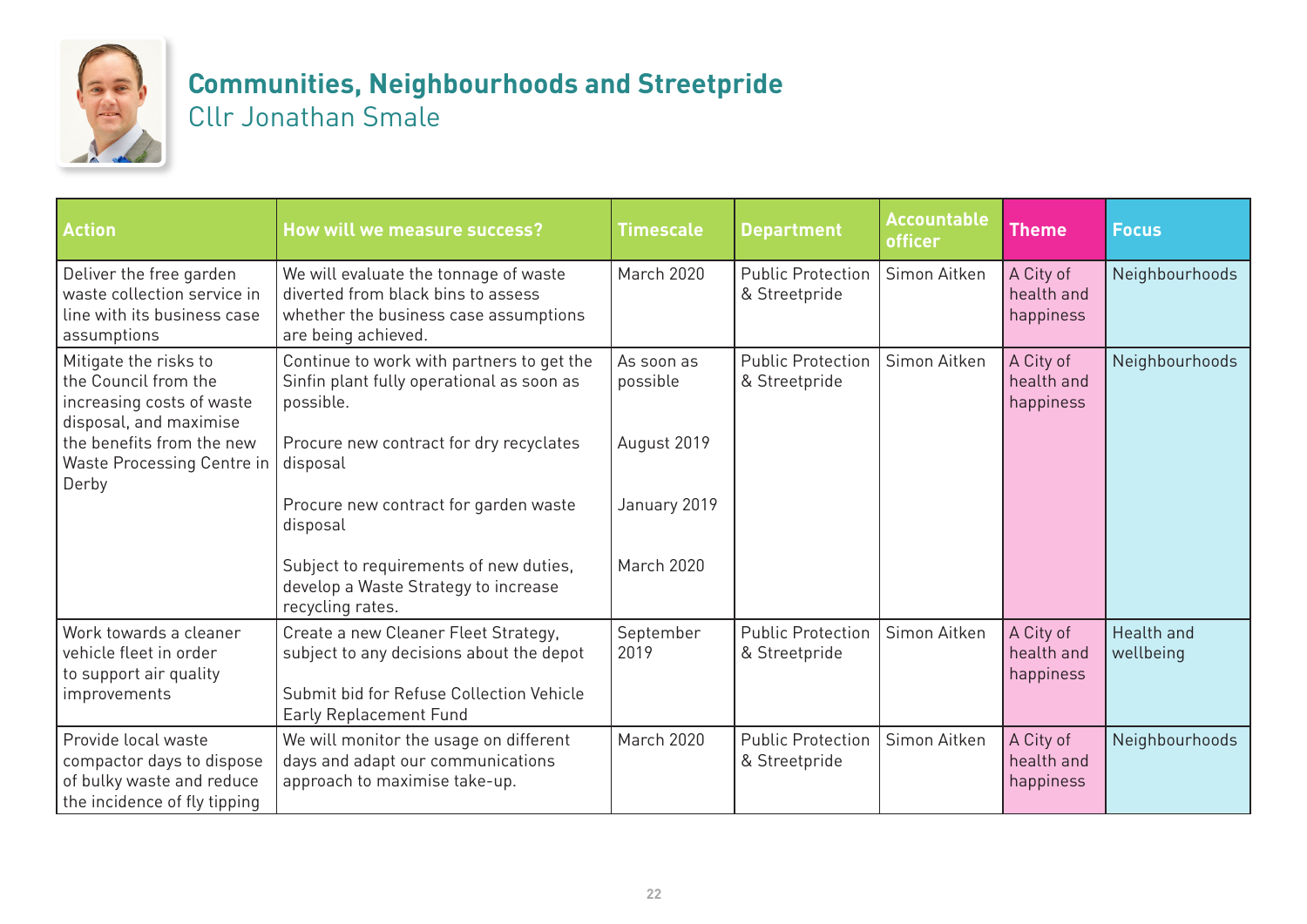## Communities, Neighbourhoods and Streetpride

Cllr Jonathan Smale

| Action | How will we measure success? | Timescale | Department | Accountable officer | Theme | Focus |
|---|---|---|---|---|---|---|
| Deliver the free garden waste collection service in line with its business case assumptions | We will evaluate the tonnage of waste diverted from black bins to assess whether the business case assumptions are being achieved. | March 2020 | Public Protection & Streetpride | Simon Aitken | A City of health and happiness | Neighbourhoods |
| Mitigate the risks to the Council from the increasing costs of waste disposal, and maximise the benefits from the new Waste Processing Centre in Derby | Continue to work with partners to get the Sinfin plant fully operational as soon as possible.<br><br>Procure new contract for dry recyclates disposal<br><br>Procure new contract for garden waste disposal<br><br>Subject to requirements of new duties, develop a Waste Strategy to increase recycling rates. | As soon as possible<br><br>August 2019<br><br>January 2019<br><br>March 2020 | Public Protection & Streetpride | Simon Aitken | A City of health and happiness | Neighbourhoods |
| Work towards a cleaner vehicle fleet in order to support air quality improvements | Create a new Cleaner Fleet Strategy, subject to any decisions about the depot<br><br>Submit bid for Refuse Collection Vehicle Early Replacement Fund | September 2019 | Public Protection & Streetpride | Simon Aitken | A City of health and happiness | Health and wellbeing |
| Provide local waste compactor days to dispose of bulky waste and reduce the incidence of fly tipping | We will monitor the usage on different days and adapt our communications approach to maximise take-up. | March 2020 | Public Protection & Streetpride | Simon Aitken | A City of health and happiness | Neighbourhoods |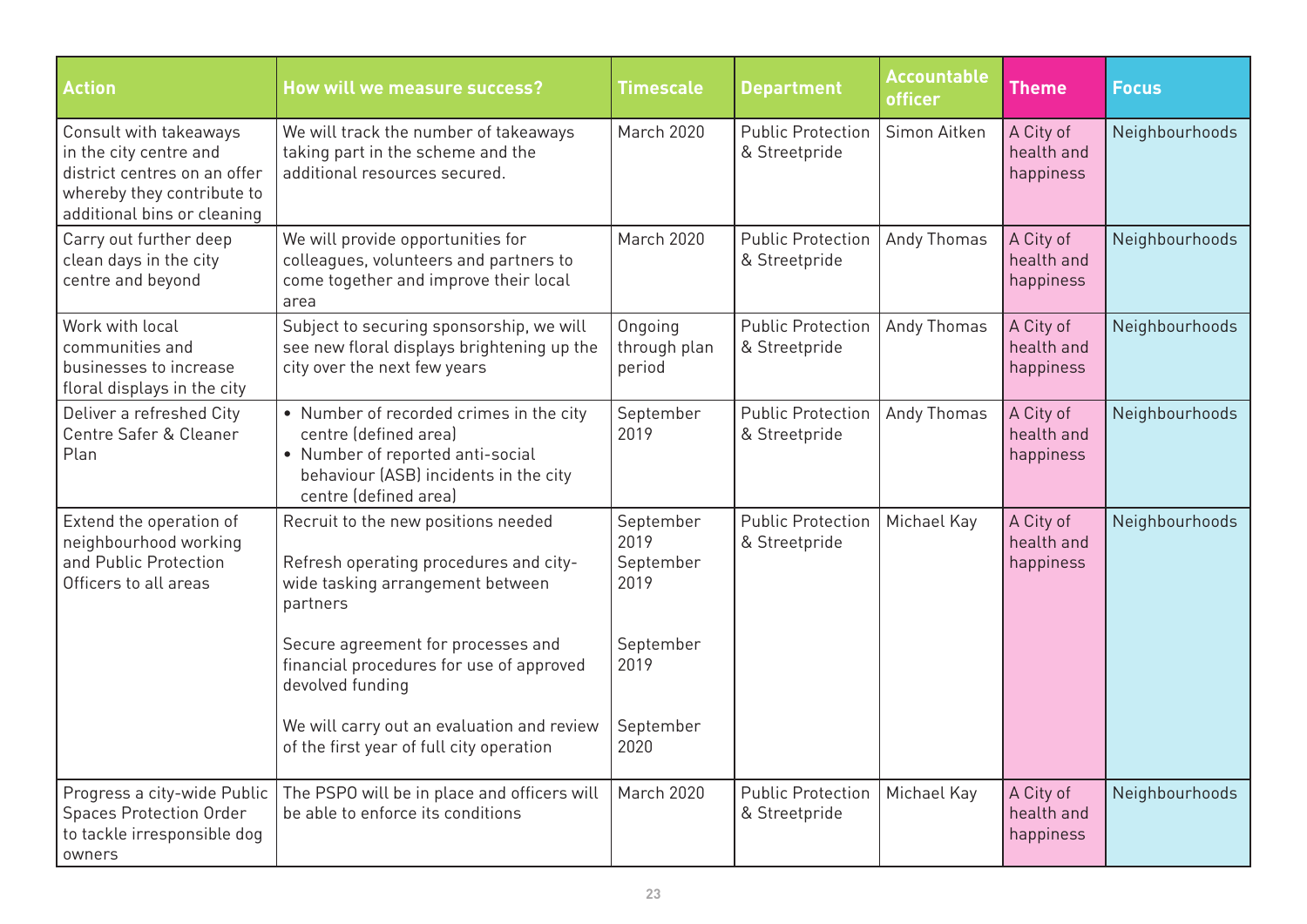| Action | How will we measure success? | Timescale | Department | Accountable officer | Theme | Focus |
|---|---|---|---|---|---|---|
| Consult with takeaways in the city centre and district centres on an offer whereby they contribute to additional bins or cleaning | We will track the number of takeaways taking part in the scheme and the additional resources secured. | March 2020 | Public Protection & Streetpride | Simon Aitken | A City of health and happiness | Neighbourhoods |
| Carry out further deep clean days in the city centre and beyond | We will provide opportunities for colleagues, volunteers and partners to come together and improve their local area | March 2020 | Public Protection & Streetpride | Andy Thomas | A City of health and happiness | Neighbourhoods |
| Work with local communities and businesses to increase floral displays in the city | Subject to securing sponsorship, we will see new floral displays brightening up the city over the next few years | Ongoing through plan period | Public Protection & Streetpride | Andy Thomas | A City of health and happiness | Neighbourhoods |
| Deliver a refreshed City Centre Safer & Cleaner Plan | • Number of recorded crimes in the city centre (defined area)<br>• Number of reported anti-social behaviour (ASB) incidents in the city centre (defined area) | September 2019 | Public Protection & Streetpride | Andy Thomas | A City of health and happiness | Neighbourhoods |
| Extend the operation of neighbourhood working and Public Protection Officers to all areas | Recruit to the new positions needed<br><br>Refresh operating procedures and city-wide tasking arrangement between partners<br><br>Secure agreement for processes and financial procedures for use of approved devolved funding<br><br>We will carry out an evaluation and review of the first year of full city operation | September 2019<br>September 2019<br><br>September 2019<br><br>September 2020 | Public Protection & Streetpride | Michael Kay | A City of health and happiness | Neighbourhoods |
| Progress a city-wide Public Spaces Protection Order to tackle irresponsible dog owners | The PSPO will be in place and officers will be able to enforce its conditions | March 2020 | Public Protection & Streetpride | Michael Kay | A City of health and happiness | Neighbourhoods |